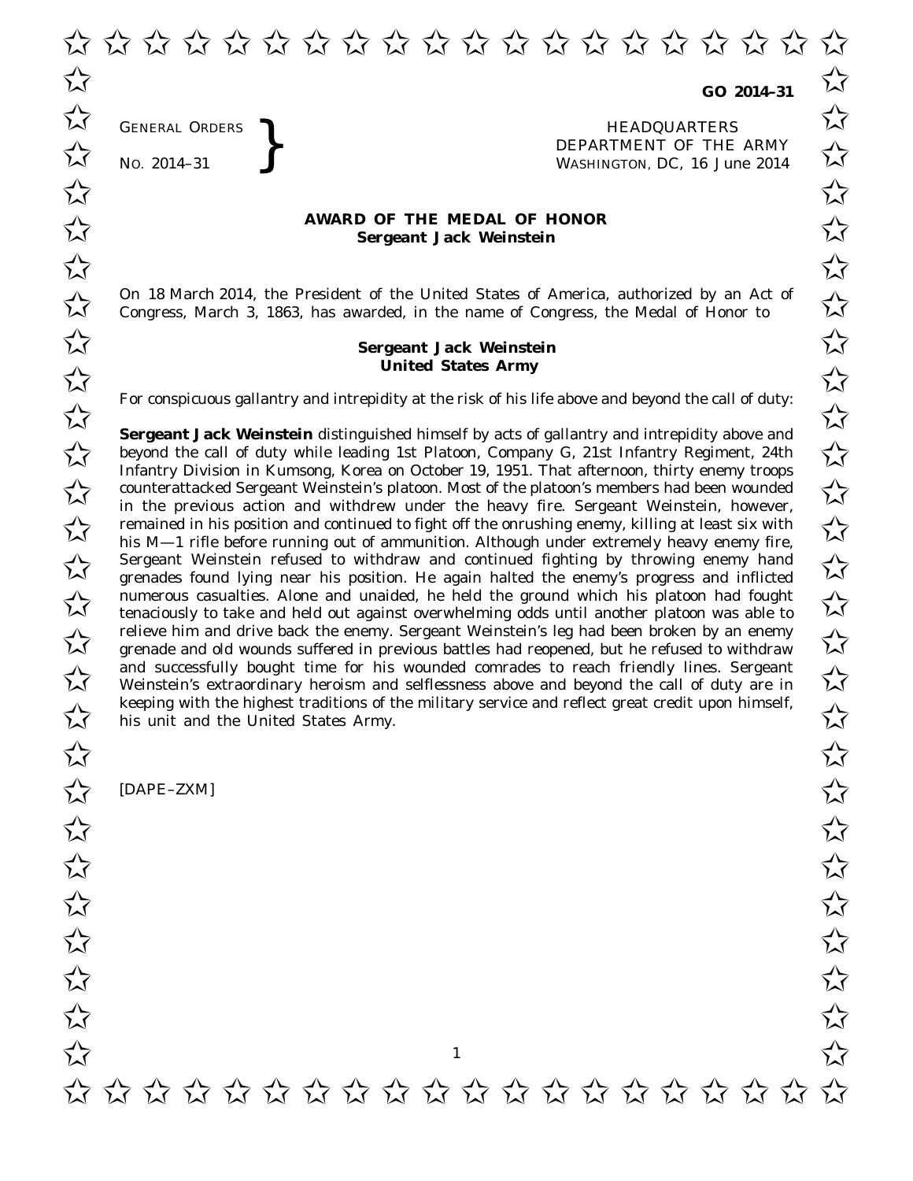**GO 2014–31**

GENERAL ORDERS
NO. 2014–31

HEADQUARTERS
DEPARTMENT OF THE ARMY
WASHINGTON, DC, 16 June 2014

# AWARD OF THE MEDAL OF HONOR
## Sergeant Jack Weinstein

On 18 March 2014, the President of the United States of America, authorized by an Act of Congress, March 3, 1863, has awarded, in the name of Congress, the Medal of Honor to

**Sergeant Jack Weinstein**
**United States Army**

For conspicuous gallantry and intrepidity at the risk of his life above and beyond the call of duty:

**Sergeant Jack Weinstein** distinguished himself by acts of gallantry and intrepidity above and beyond the call of duty while leading 1st Platoon, Company G, 21st Infantry Regiment, 24th Infantry Division in Kumsong, Korea on October 19, 1951. That afternoon, thirty enemy troops counterattacked Sergeant Weinstein's platoon. Most of the platoon's members had been wounded in the previous action and withdrew under the heavy fire. Sergeant Weinstein, however, remained in his position and continued to fight off the onrushing enemy, killing at least six with his M—1 rifle before running out of ammunition. Although under extremely heavy enemy fire, Sergeant Weinstein refused to withdraw and continued fighting by throwing enemy hand grenades found lying near his position. He again halted the enemy's progress and inflicted numerous casualties. Alone and unaided, he held the ground which his platoon had fought tenaciously to take and held out against overwhelming odds until another platoon was able to relieve him and drive back the enemy. Sergeant Weinstein's leg had been broken by an enemy grenade and old wounds suffered in previous battles had reopened, but he refused to withdraw and successfully bought time for his wounded comrades to reach friendly lines. Sergeant Weinstein's extraordinary heroism and selflessness above and beyond the call of duty are in keeping with the highest traditions of the military service and reflect great credit upon himself, his unit and the United States Army.

[DAPE–ZXM]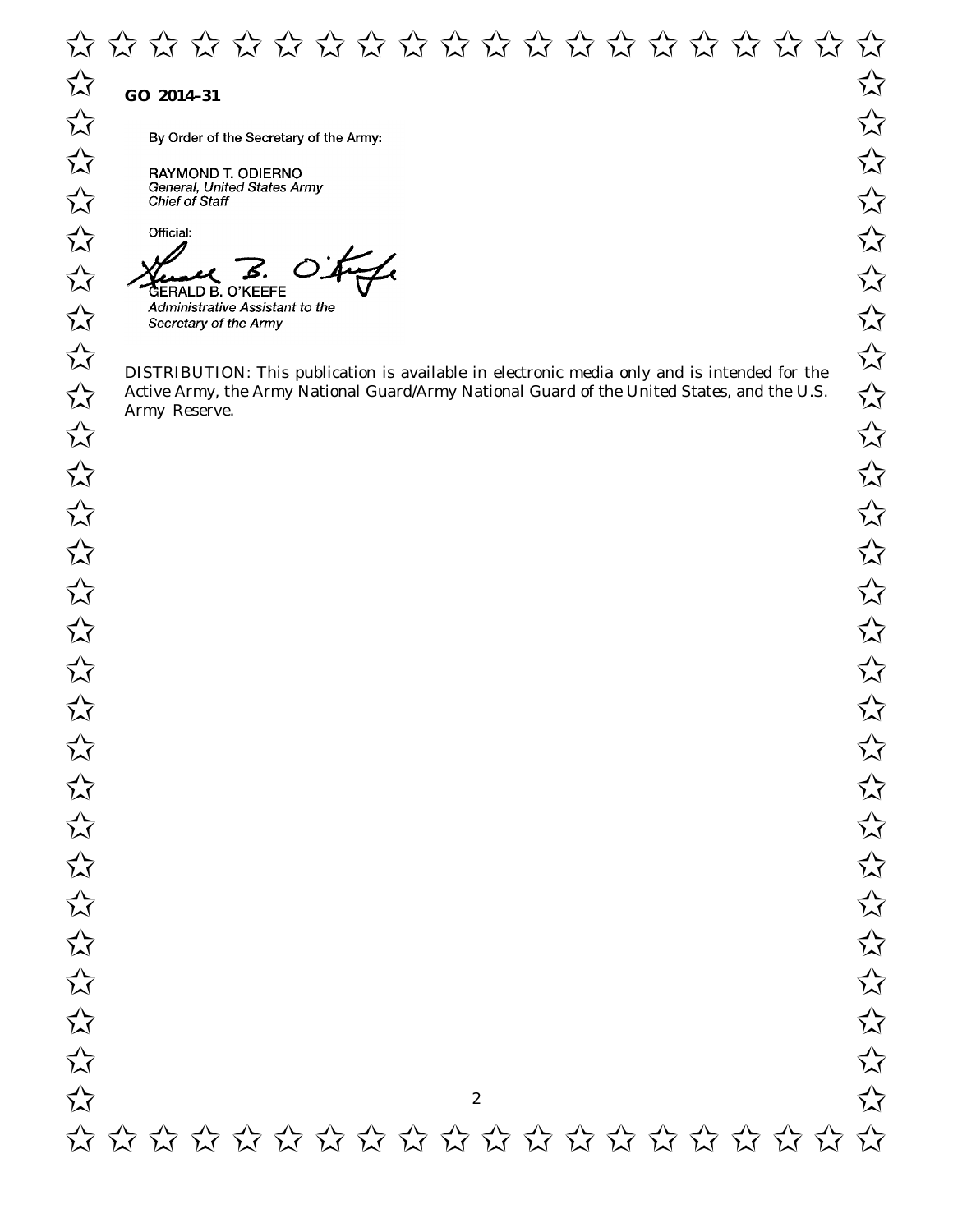**GO 2014–31**

By Order of the Secretary of the Army:

RAYMOND T. ODIERNO
*General, United States Army*
*Chief of Staff*

Official:

GERALD B. O'KEEFE
*Administrative Assistant to the*
*Secretary of the Army*

DISTRIBUTION: This publication is available in electronic media only and is intended for the Active Army, the Army National Guard/Army National Guard of the United States, and the U.S. Army Reserve.